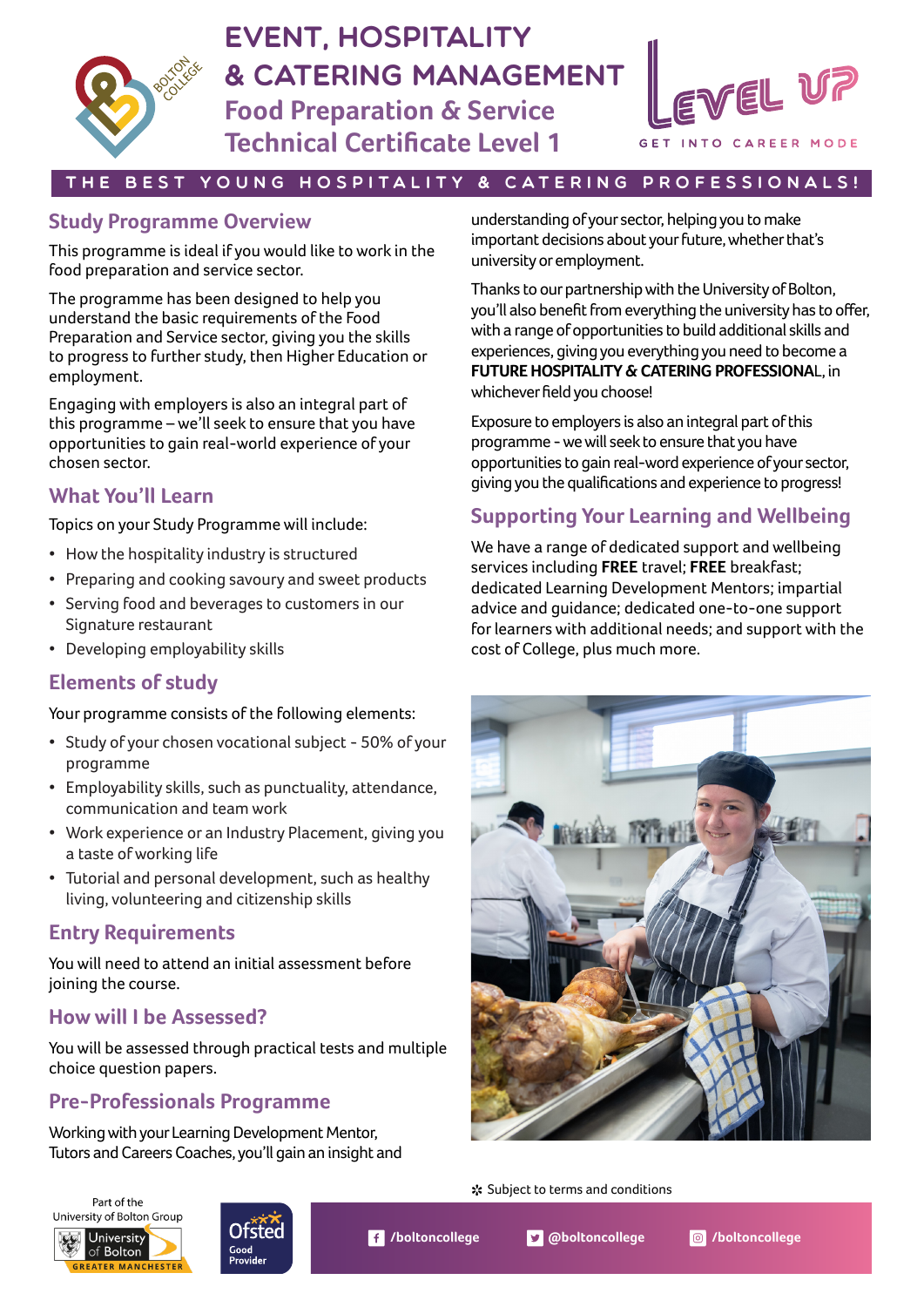# EVENT, HOSPITALITY & CATERING MANAGEMENT

## Food Preparation & Service Technical Certificate Level 1

LEVEL UP

GET INTO CAREER MODE

THE BEST YOUNG HOSPITALITY & CATERING PROFESSIONALS!

## Study Programme Overview

This programme is ideal if you would like to work in the food preparation and service sector.

The programme has been designed to help you understand the basic requirements of the Food Preparation and Service sector, giving you the skills to progress to further study, then Higher Education or employment.

Engaging with employers is also an integral part of this programme – we'll seek to ensure that you have opportunities to gain real-world experience of your chosen sector.

## What You'll Learn

Topics on your Study Programme will include:

- How the hospitality industry is structured
- Preparing and cooking savoury and sweet products
- Serving food and beverages to customers in our Signature restaurant
- Developing employability skills

## Elements of study

Your programme consists of the following elements:

- Study of your chosen vocational subject - 50% of your programme
- Employability skills, such as punctuality, attendance, communication and team work
- Work experience or an Industry Placement, giving you a taste of working life
- Tutorial and personal development, such as healthy living, volunteering and citizenship skills

## Entry Requirements

You will need to attend an initial assessment before joining the course.

## How will I be Assessed?

You will be assessed through practical tests and multiple choice question papers.

## Pre-Professionals Programme

Working with your Learning Development Mentor, Tutors and Careers Coaches, you'll gain an insight and understanding of your sector, helping you to make important decisions about your future, whether that's university or employment.

Thanks to our partnership with the University of Bolton, you'll also benefit from everything the university has to offer, with a range of opportunities to build additional skills and experiences, giving you everything you need to become a **FUTURE HOSPITALITY & CATERING PROFESSIONAL**, in whichever field you choose!

Exposure to employers is also an integral part of this programme - we will seek to ensure that you have opportunities to gain real-word experience of your sector, giving you the qualifications and experience to progress!

## Supporting Your Learning and Wellbeing

We have a range of dedicated support and wellbeing services including **FREE** travel; **FREE** breakfast; dedicated Learning Development Mentors; impartial advice and guidance; dedicated one-to-one support for learners with additional needs; and support with the cost of College, plus much more.

✲ Subject to terms and conditions

Part of the University of Bolton Group

Ofsted Good Provider

/boltoncollege @boltoncollege /boltoncollege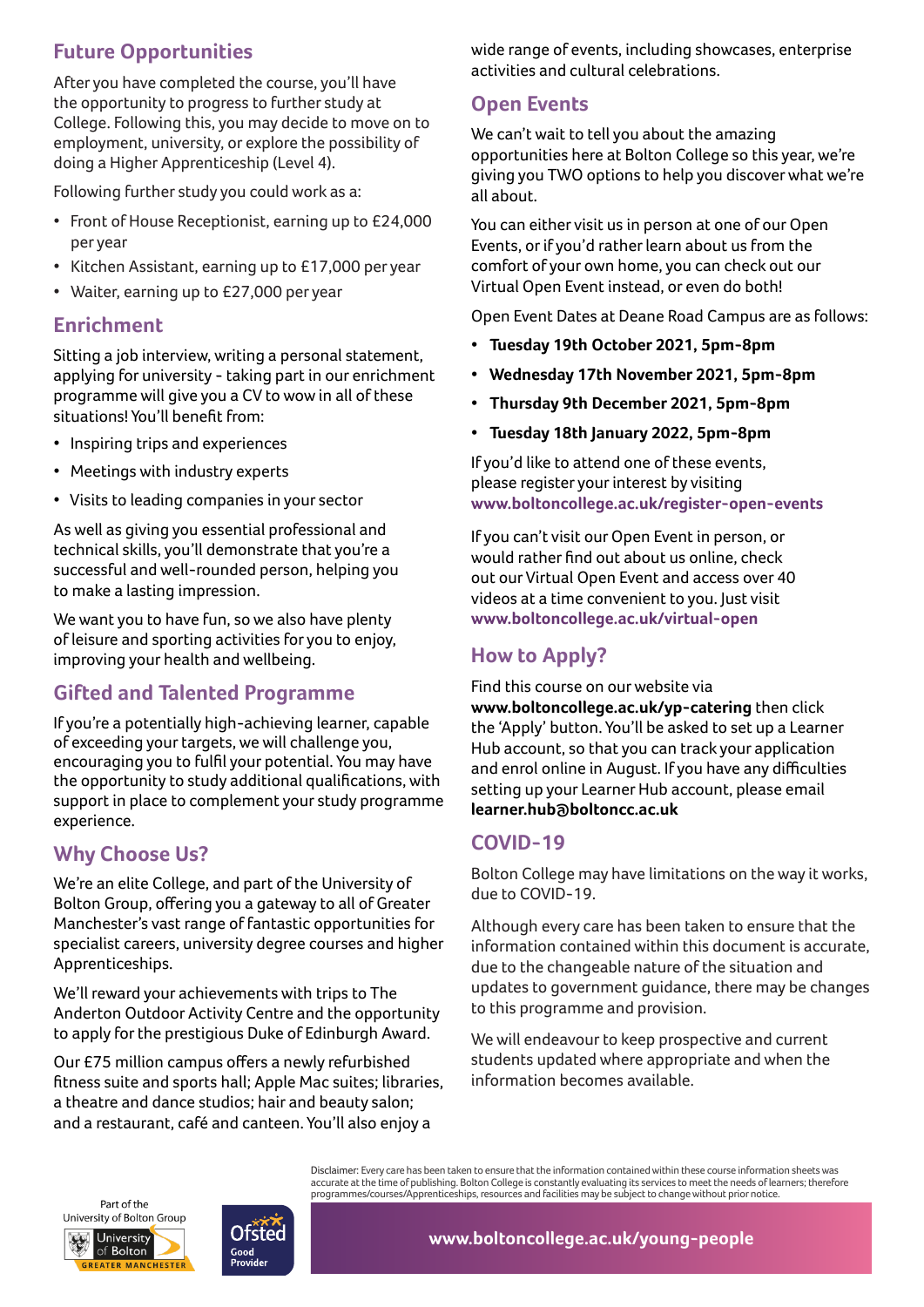## Future Opportunities

After you have completed the course, you'll have the opportunity to progress to further study at College. Following this, you may decide to move on to employment, university, or explore the possibility of doing a Higher Apprenticeship (Level 4).

Following further study you could work as a:

- Front of House Receptionist, earning up to £24,000 per year
- Kitchen Assistant, earning up to £17,000 per year
- Waiter, earning up to £27,000 per year

## Enrichment

Sitting a job interview, writing a personal statement, applying for university - taking part in our enrichment programme will give you a CV to wow in all of these situations! You'll benefit from:

- Inspiring trips and experiences
- Meetings with industry experts
- Visits to leading companies in your sector

As well as giving you essential professional and technical skills, you'll demonstrate that you're a successful and well-rounded person, helping you to make a lasting impression.

We want you to have fun, so we also have plenty of leisure and sporting activities for you to enjoy, improving your health and wellbeing.

## Gifted and Talented Programme

If you're a potentially high-achieving learner, capable of exceeding your targets, we will challenge you, encouraging you to fulfil your potential. You may have the opportunity to study additional qualifications, with support in place to complement your study programme experience.

## Why Choose Us?

We're an elite College, and part of the University of Bolton Group, offering you a gateway to all of Greater Manchester's vast range of fantastic opportunities for specialist careers, university degree courses and higher Apprenticeships.

We'll reward your achievements with trips to The Anderton Outdoor Activity Centre and the opportunity to apply for the prestigious Duke of Edinburgh Award.

Our £75 million campus offers a newly refurbished fitness suite and sports hall; Apple Mac suites; libraries, a theatre and dance studios; hair and beauty salon; and a restaurant, café and canteen. You'll also enjoy a wide range of events, including showcases, enterprise activities and cultural celebrations.

## Open Events

We can't wait to tell you about the amazing opportunities here at Bolton College so this year, we're giving you TWO options to help you discover what we're all about.

You can either visit us in person at one of our Open Events, or if you'd rather learn about us from the comfort of your own home, you can check out our Virtual Open Event instead, or even do both!

Open Event Dates at Deane Road Campus are as follows:

- **Tuesday 19th October 2021, 5pm-8pm**
- **Wednesday 17th November 2021, 5pm-8pm**
- **Thursday 9th December 2021, 5pm-8pm**
- **Tuesday 18th January 2022, 5pm-8pm**

If you'd like to attend one of these events, please register your interest by visiting **www.boltoncollege.ac.uk/register-open-events**

If you can't visit our Open Event in person, or would rather find out about us online, check out our Virtual Open Event and access over 40 videos at a time convenient to you. Just visit **www.boltoncollege.ac.uk/virtual-open**

## How to Apply?

Find this course on our website via **www.boltoncollege.ac.uk/yp-catering** then click the 'Apply' button. You'll be asked to set up a Learner Hub account, so that you can track your application and enrol online in August. If you have any difficulties setting up your Learner Hub account, please email **learner.hub@boltoncc.ac.uk**

## COVID-19

Bolton College may have limitations on the way it works, due to COVID-19.

Although every care has been taken to ensure that the information contained within this document is accurate, due to the changeable nature of the situation and updates to government guidance, there may be changes to this programme and provision.

We will endeavour to keep prospective and current students updated where appropriate and when the information becomes available.

Disclaimer: Every care has been taken to ensure that the information contained within these course information sheets was accurate at the time of publishing. Bolton College is constantly evaluating its services to meet the needs of learners; therefore programmes/courses/Apprenticeships, resources and facilities may be subject to change without prior notice.

Part of the University of Bolton Group

University of Bolton GREATER MANCHESTER

Ofsted Good Provider

**www.boltoncollege.ac.uk/young-people**